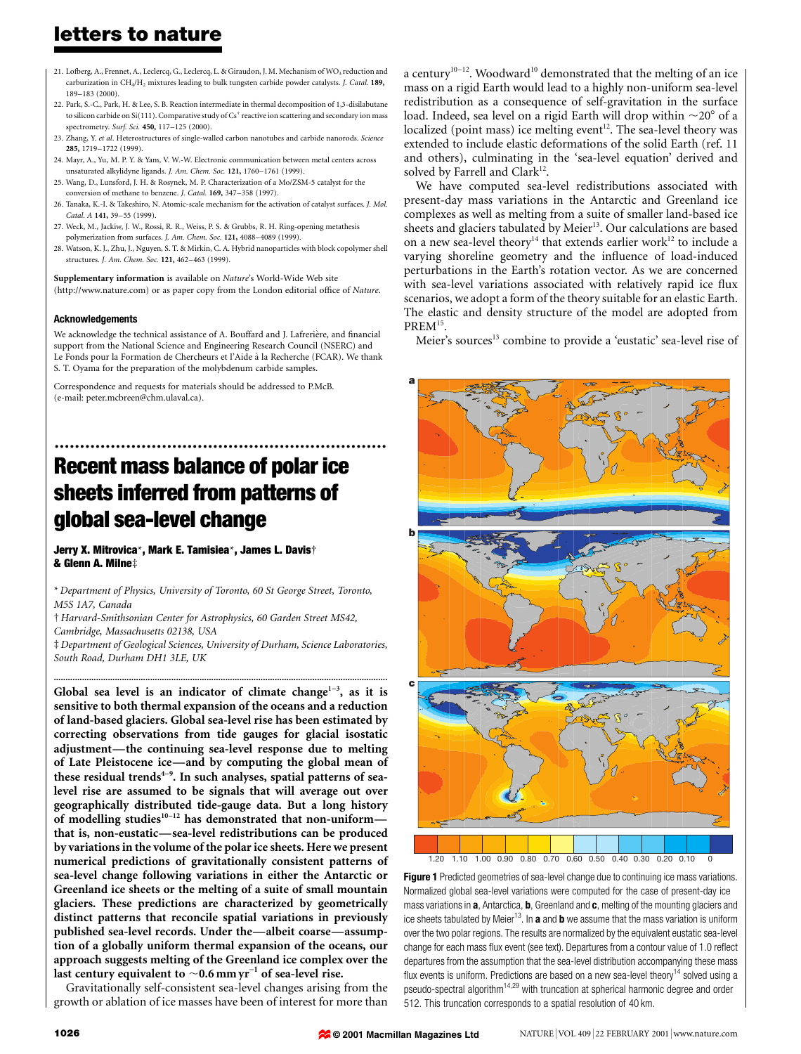21. Lofberg, A., Frennet, A., Leclercq, G., Leclercq, L. & Giraudon, J. M. Mechanism of $WO_3$ reduction and carburization in $CH_4/H_2$ mixtures leading to bulk tungsten carbide powder catalysts. *J. Catal.* **189,** 189–183 (2000).
22. Park, S.-C., Park, H. & Lee, S. B. Reaction intermediate in thermal decomposition of 1,3-disilabutane to silicon carbide on Si(111). Comparative study of $Cs^+$ reactive ion scattering and secondary ion mass spectrometry. *Surf. Sci.* **450,** 117–125 (2000).
23. Zhang, Y. *et al.* Heterostructures of single-walled carbon nanotubes and carbide nanorods. *Science* **285,** 1719–1722 (1999).
24. Mayr, A., Yu, M. P. Y. & Yam, V. W.-W. Electronic communication between metal centers across unsaturated alkylidyne ligands. *J. Am. Chem. Soc.* **121,** 1760–1761 (1999).
25. Wang, D., Lunsford, J. H. & Rosynek, M. P. Characterization of a Mo/ZSM-5 catalyst for the conversion of methane to benzene. *J. Catal.* **169,** 347–358 (1997).
26. Tanaka, K.-I. & Takeshiro, N. Atomic-scale mechanism for the activation of catalyst surfaces. *J. Mol. Catal. A* **141,** 39–55 (1999).
27. Weck, M., Jackiw, J. W., Rossi, R. R., Weiss, P. S. & Grubbs, R. H. Ring-opening metathesis polymerization from surfaces. *J. Am. Chem. Soc.* **121,** 4088–4089 (1999).
28. Watson, K. J., Zhu, J., Nguyen, S. T. & Mirkin, C. A. Hybrid nanoparticles with block copolymer shell structures. *J. Am. Chem. Soc.* **121,** 462–463 (1999).

**Supplementary information** is available on *Nature*'s World-Wide Web site (http://www.nature.com) or as paper copy from the London editorial office of *Nature*.

### Acknowledgements

We acknowledge the technical assistance of A. Bouffard and J. Lafrenière, and financial support from the National Science and Engineering Research Council (NSERC) and Le Fonds pour la Formation de Chercheurs et l'Aide à la Recherche (FCAR). We thank S. T. Oyama for the preparation of the molybdenum carbide samples.

Correspondence and requests for materials should be addressed to P.McB. (e-mail: peter.mcbreen@chm.ulaval.ca).

# Recent mass balance of polar ice sheets inferred from patterns of global sea-level change

**Jerry X. Mitrovica\*, Mark E. Tamisiea\*, James L. Davis† & Glenn A. Milne‡**

\* *Department of Physics, University of Toronto, 60 St George Street, Toronto, M5S 1A7, Canada*

† *Harvard-Smithsonian Center for Astrophysics, 60 Garden Street MS42, Cambridge, Massachusetts 02138, USA*

‡ *Department of Geological Sciences, University of Durham, Science Laboratories, South Road, Durham DH1 3LE, UK*

**Global sea level is an indicator of climate change[1–3], as it is sensitive to both thermal expansion of the oceans and a reduction of land-based glaciers. Global sea-level rise has been estimated by correcting observations from tide gauges for glacial isostatic adjustment—the continuing sea-level response due to melting of Late Pleistocene ice—and by computing the global mean of these residual trends[4–9]. In such analyses, spatial patterns of sea-level rise are assumed to be signals that will average out over geographically distributed tide-gauge data. But a long history of modelling studies[10–12] has demonstrated that non-uniform—that is, non-eustatic—sea-level redistributions can be produced by variations in the volume of the polar ice sheets. Here we present numerical predictions of gravitationally consistent patterns of sea-level change following variations in either the Antarctic or Greenland ice sheets or the melting of a suite of small mountain glaciers. These predictions are characterized by geometrically distinct patterns that reconcile spatial variations in previously published sea-level records. Under the—albeit coarse—assumption of a globally uniform thermal expansion of the oceans, our approach suggests melting of the Greenland ice complex over the last century equivalent to ~0.6 mm yr$^{-1}$ of sea-level rise.**

Gravitationally self-consistent sea-level changes arising from the growth or ablation of ice masses have been of interest for more than a century[10–12]. Woodward[10] demonstrated that the melting of an ice mass on a rigid Earth would lead to a highly non-uniform sea-level redistribution as a consequence of self-gravitation in the surface load. Indeed, sea level on a rigid Earth will drop within ~20° of a localized (point mass) ice melting event[12]. The sea-level theory was extended to include elastic deformations of the solid Earth (ref. 11 and others), culminating in the 'sea-level equation' derived and solved by Farrell and Clark[12].

We have computed sea-level redistributions associated with present-day mass variations in the Antarctic and Greenland ice complexes as well as melting from a suite of smaller land-based ice sheets and glaciers tabulated by Meier[13]. Our calculations are based on a new sea-level theory[14] that extends earlier work[12] to include a varying shoreline geometry and the influence of load-induced perturbations in the Earth's rotation vector. As we are concerned with sea-level variations associated with relatively rapid ice flux scenarios, we adopt a form of the theory suitable for an elastic Earth. The elastic and density structure of the model are adopted from PREM[15].

Meier's sources[13] combine to provide a 'eustatic' sea-level rise of

**Figure 1** Predicted geometries of sea-level change due to continuing ice mass variations. Normalized global sea-level variations were computed for the case of present-day ice mass variations in **a**, Antarctica, **b**, Greenland and **c**, melting of the mounting glaciers and ice sheets tabulated by Meier[13]. In **a** and **b** we assume that the mass variation is uniform over the two polar regions. The results are normalized by the equivalent eustatic sea-level change for each mass flux event (see text). Departures from a contour value of 1.0 reflect departures from the assumption that the sea-level distribution accompanying these mass flux events is uniform. Predictions are based on a new sea-level theory[14] solved using a pseudo-spectral algorithm[14,29] with truncation at spherical harmonic degree and order 512. This truncation corresponds to a spatial resolution of 40 km.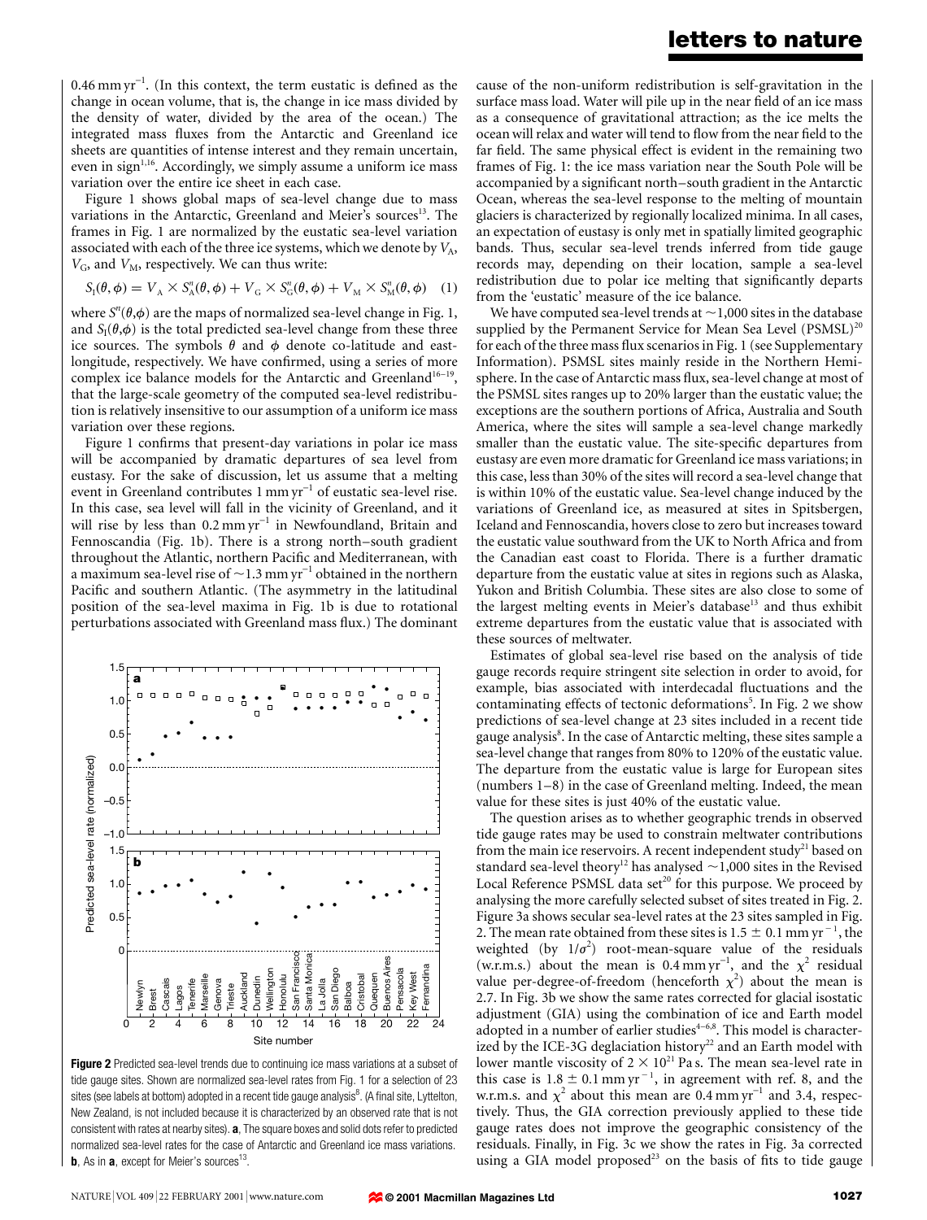0.46 mm yr$^{-1}$. (In this context, the term eustatic is defined as the change in ocean volume, that is, the change in ice mass divided by the density of water, divided by the area of the ocean.) The integrated mass fluxes from the Antarctic and Greenland ice sheets are quantities of intense interest and they remain uncertain, even in sign[1,16]. Accordingly, we simply assume a uniform ice mass variation over the entire ice sheet in each case.

Figure 1 shows global maps of sea-level change due to mass variations in the Antarctic, Greenland and Meier's sources[13]. The frames in Fig. 1 are normalized by the eustatic sea-level variation associated with each of the three ice systems, which we denote by $V_A$, $V_G$, and $V_M$, respectively. We can thus write:

$$S_I(\theta,\phi) = V_A \times S_A^n(\theta,\phi) + V_G \times S_G^n(\theta,\phi) + V_M \times S_M^n(\theta,\phi) \quad (1)$$

where $S^n(\theta,\phi)$ are the maps of normalized sea-level change in Fig. 1, and $S_I(\theta,\phi)$ is the total predicted sea-level change from these three ice sources. The symbols $\theta$ and $\phi$ denote co-latitude and east-longitude, respectively. We have confirmed, using a series of more complex ice balance models for the Antarctic and Greenland[16–19], that the large-scale geometry of the computed sea-level redistribution is relatively insensitive to our assumption of a uniform ice mass variation over these regions.

Figure 1 confirms that present-day variations in polar ice mass will be accompanied by dramatic departures of sea level from eustasy. For the sake of discussion, let us assume that a melting event in Greenland contributes 1 mm yr$^{-1}$ of eustatic sea-level rise. In this case, sea level will fall in the vicinity of Greenland, and it will rise by less than 0.2 mm yr$^{-1}$ in Newfoundland, Britain and Fennoscandia (Fig. 1b). There is a strong north–south gradient throughout the Atlantic, northern Pacific and Mediterranean, with a maximum sea-level rise of ~1.3 mm yr$^{-1}$ obtained in the northern Pacific and southern Atlantic. (The asymmetry in the latitudinal position of the sea-level maxima in Fig. 1b is due to rotational perturbations associated with Greenland mass flux.) The dominant cause of the non-uniform redistribution is self-gravitation in the surface mass load. Water will pile up in the near field of an ice mass as a consequence of gravitational attraction; as the ice melts the ocean will relax and water will tend to flow from the near field to the far field. The same physical effect is evident in the remaining two frames of Fig. 1: the ice mass variation near the South Pole will be accompanied by a significant north–south gradient in the Antarctic Ocean, whereas the sea-level response to the melting of mountain glaciers is characterized by regionally localized minima. In all cases, an expectation of eustasy is only met in spatially limited geographic bands. Thus, secular sea-level trends inferred from tide gauge records may, depending on their location, sample a sea-level redistribution due to polar ice melting that significantly departs from the 'eustatic' measure of the ice balance.

We have computed sea-level trends at ~1,000 sites in the database supplied by the Permanent Service for Mean Sea Level (PSMSL)[20] for each of the three mass flux scenarios in Fig. 1 (see Supplementary Information). PSMSL sites mainly reside in the Northern Hemisphere. In the case of Antarctic mass flux, sea-level change at most of the PSMSL sites ranges up to 20% larger than the eustatic value; the exceptions are the southern portions of Africa, Australia and South America, where the sites will sample a sea-level change markedly smaller than the eustatic value. The site-specific departures from eustasy are even more dramatic for Greenland ice mass variations; in this case, less than 30% of the sites will record a sea-level change that is within 10% of the eustatic value. Sea-level change induced by the variations of Greenland ice, as measured at sites in Spitsbergen, Iceland and Fennoscandia, hovers close to zero but increases toward the eustatic value southward from the UK to North Africa and from the Canadian east coast to Florida. There is a further dramatic departure from the eustatic value at sites in regions such as Alaska, Yukon and British Columbia. These sites are also close to some of the largest melting events in Meier's database[13] and thus exhibit extreme departures from the eustatic value that is associated with these sources of meltwater.

Estimates of global sea-level rise based on the analysis of tide gauge records require stringent site selection in order to avoid, for example, bias associated with interdecadal fluctuations and the contaminating effects of tectonic deformations[5]. In Fig. 2 we show predictions of sea-level change at 23 sites included in a recent tide gauge analysis[8]. In the case of Antarctic melting, these sites sample a sea-level change that ranges from 80% to 120% of the eustatic value. The departure from the eustatic value is large for European sites (numbers 1–8) in the case of Greenland melting. Indeed, the mean value for these sites is just 40% of the eustatic value.

The question arises as to whether geographic trends in observed tide gauge rates may be used to constrain meltwater contributions from the main ice reservoirs. A recent independent study[21] based on standard sea-level theory[12] has analysed ~1,000 sites in the Revised Local Reference PSMSL data set[20] for this purpose. We proceed by analysing the more carefully selected subset of sites treated in Fig. 2. Figure 3a shows secular sea-level rates at the 23 sites sampled in Fig. 2. The mean rate obtained from these sites is 1.5 ± 0.1 mm yr$^{-1}$, the weighted (by $1/\sigma^2$) root-mean-square value of the residuals (w.r.m.s.) about the mean is 0.4 mm yr$^{-1}$, and the $\chi^2$ residual value per-degree-of-freedom (henceforth $\chi^2$) about the mean is 2.7. In Fig. 3b we show the same rates corrected for glacial isostatic adjustment (GIA) using the combination of ice and Earth model adopted in a number of earlier studies[4–6,8]. This model is characterized by the ICE-3G deglaciation history[22] and an Earth model with lower mantle viscosity of $2 \times 10^{21}$ Pa s. The mean sea-level rate in this case is 1.8 ± 0.1 mm yr$^{-1}$, in agreement with ref. 8, and the w.r.m.s. and $\chi^2$ about this mean are 0.4 mm yr$^{-1}$ and 3.4, respectively. Thus, the GIA correction previously applied to these tide gauge rates does not improve the geographic consistency of the residuals. Finally, in Fig. 3c we show the rates in Fig. 3a corrected using a GIA model proposed[23] on the basis of fits to tide gauge

**Figure 2** Predicted sea-level trends due to continuing ice mass variations at a subset of tide gauge sites. Shown are normalized sea-level rates from Fig. 1 for a selection of 23 sites (see labels at bottom) adopted in a recent tide gauge analysis[8]. (A final site, Lyttelton, New Zealand, is not included because it is characterized by an observed rate that is not consistent with rates at nearby sites). **a**, The square boxes and solid dots refer to predicted normalized sea-level rates for the case of Antarctic and Greenland ice mass variations. **b**, As in **a**, except for Meier's sources[13].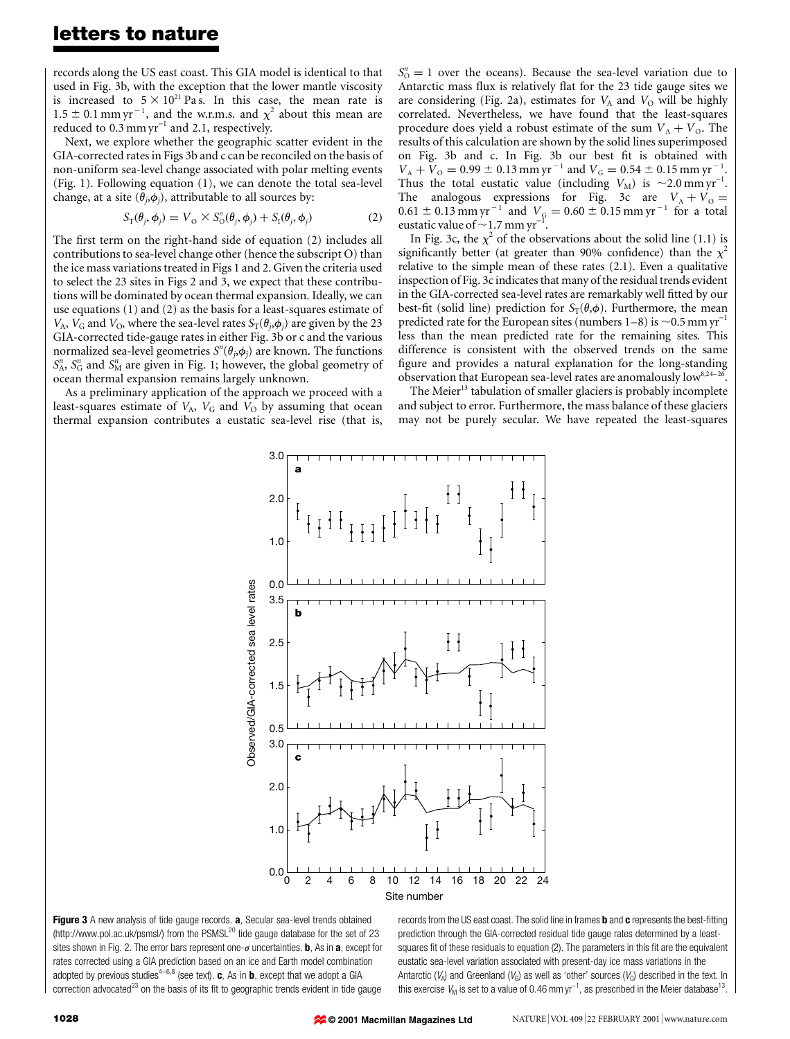records along the US east coast. This GIA model is identical to that used in Fig. 3b, with the exception that the lower mantle viscosity is increased to $5 \times 10^{21}$ Pa s. In this case, the mean rate is $1.5 \pm 0.1\,\mathrm{mm\,yr^{-1}}$, and the w.r.m.s. and $\chi^2$ about this mean are reduced to $0.3\,\mathrm{mm\,yr^{-1}}$ and 2.1, respectively.

Next, we explore whether the geographic scatter evident in the GIA-corrected rates in Figs 3b and c can be reconciled on the basis of non-uniform sea-level change associated with polar melting events (Fig. 1). Following equation (1), we can denote the total sea-level change, at a site $(\theta_j, \phi_j)$, attributable to all sources by:

$$S_T(\theta_j, \phi_j) = V_O \times S_O^n(\theta_j, \phi_j) + S_I(\theta_j, \phi_j) \qquad (2)$$

The first term on the right-hand side of equation (2) includes all contributions to sea-level change other (hence the subscript O) than the ice mass variations treated in Figs 1 and 2. Given the criteria used to select the 23 sites in Figs 2 and 3, we expect that these contributions will be dominated by ocean thermal expansion. Ideally, we can use equations (1) and (2) as the basis for a least-squares estimate of $V_A$, $V_G$ and $V_O$, where the sea-level rates $S_T(\theta_j, \phi_j)$ are given by the 23 GIA-corrected tide-gauge rates in either Fig. 3b or c and the various normalized sea-level geometries $S^n(\theta_j, \phi_j)$ are known. The functions $S_A^n$, $S_G^n$ and $S_M^n$ are given in Fig. 1; however, the global geometry of ocean thermal expansion remains largely unknown.

As a preliminary application of the approach we proceed with a least-squares estimate of $V_A$, $V_G$ and $V_O$ by assuming that ocean thermal expansion contributes a eustatic sea-level rise (that is, $S_O^n = 1$ over the oceans). Because the sea-level variation due to Antarctic mass flux is relatively flat for the 23 tide gauge sites we are considering (Fig. 2a), estimates for $V_A$ and $V_O$ will be highly correlated. Nevertheless, we have found that the least-squares procedure does yield a robust estimate of the sum $V_A + V_O$. The results of this calculation are shown by the solid lines superimposed on Fig. 3b and c. In Fig. 3b our best fit is obtained with $V_A + V_O = 0.99 \pm 0.13\,\mathrm{mm\,yr^{-1}}$ and $V_G = 0.54 \pm 0.15\,\mathrm{mm\,yr^{-1}}$. Thus the total eustatic value (including $V_M$) is $\sim 2.0\,\mathrm{mm\,yr^{-1}}$. The analogous expressions for Fig. 3c are $V_A + V_O = 0.61 \pm 0.13\,\mathrm{mm\,yr^{-1}}$ and $V_G = 0.60 \pm 0.15\,\mathrm{mm\,yr^{-1}}$ for a total eustatic value of $\sim 1.7\,\mathrm{mm\,yr^{-1}}$.

In Fig. 3c, the $\chi^2$ of the observations about the solid line (1.1) is significantly better (at greater than 90% confidence) than the $\chi^2$ relative to the simple mean of these rates (2.1). Even a qualitative inspection of Fig. 3c indicates that many of the residual trends evident in the GIA-corrected sea-level rates are remarkably well fitted by our best-fit (solid line) prediction for $S_T(\theta, \phi)$. Furthermore, the mean predicted rate for the European sites (numbers 1–8) is $\sim 0.5\,\mathrm{mm\,yr^{-1}}$ less than the mean predicted rate for the remaining sites. This difference is consistent with the observed trends on the same figure and provides a natural explanation for the long-standing observation that European sea-level rates are anomalously low[8,24–26].

The Meier[13] tabulation of smaller glaciers is probably incomplete and subject to error. Furthermore, the mass balance of these glaciers may not be purely secular. We have repeated the least-squares

**Figure 3** A new analysis of tide gauge records. **a**, Secular sea-level trends obtained (http://www.pol.ac.uk/psmsl/) from the PSMSL[20] tide gauge database for the set of 23 sites shown in Fig. 2. The error bars represent one-$\sigma$ uncertainties. **b**, As in **a**, except for rates corrected using a GIA prediction based on an ice and Earth model combination adopted by previous studies[4–6,8] (see text). **c**, As in **b**, except that we adopt a GIA correction advocated[23] on the basis of its fit to geographic trends evident in tide gauge records from the US east coast. The solid line in frames **b** and **c** represents the best-fitting prediction through the GIA-corrected residual tide gauge rates determined by a least-squares fit of these residuals to equation (2). The parameters in this fit are the equivalent eustatic sea-level variation associated with present-day ice mass variations in the Antarctic ($V_A$) and Greenland ($V_G$) as well as 'other' sources ($V_O$) described in the text. In this exercise $V_M$ is set to a value of $0.46\,\mathrm{mm\,yr^{-1}}$, as prescribed in the Meier database[13].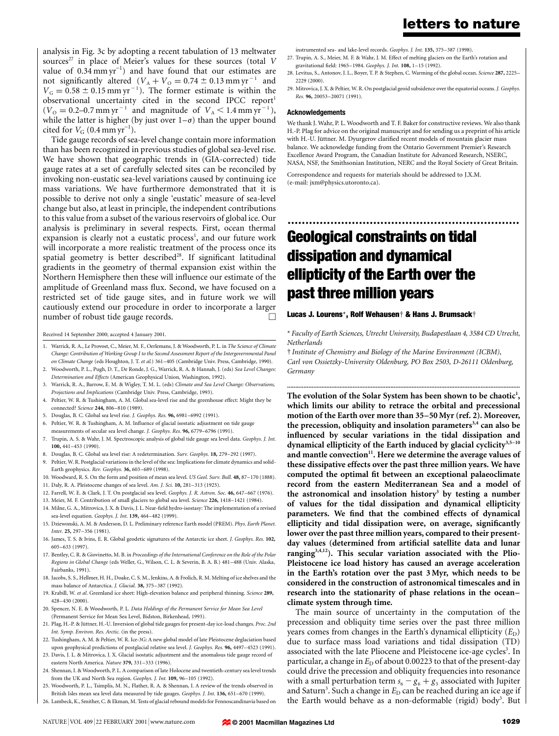analysis in Fig. 3c by adopting a recent tabulation of 13 meltwater sources[27] in place of Meier's values for these sources (total $V$ value of $0.34\,\mathrm{mm\,yr^{-1}}$) and have found that our estimates are not significantly altered ($V_A + V_O = 0.74 \pm 0.13\,\mathrm{mm\,yr^{-1}}$ and $V_G = 0.58 \pm 0.15\,\mathrm{mm\,yr^{-1}}$). The former estimate is within the observational uncertainty cited in the second IPCC report[1] ($V_O = 0.2$–$0.7\,\mathrm{mm\,yr^{-1}}$ and magnitude of $V_A < 1.4\,\mathrm{mm\,yr^{-1}}$), while the latter is higher (by just over $1-\sigma$) than the upper bound cited for $V_G$ ($0.4\,\mathrm{mm\,yr^{-1}}$).

Tide gauge records of sea-level change contain more information than has been recognized in previous studies of global sea-level rise. We have shown that geographic trends in (GIA-corrected) tide gauge rates at a set of carefully selected sites can be reconciled by invoking non-eustatic sea-level variations caused by continuing ice mass variations. We have furthermore demonstrated that it is possible to derive not only a single 'eustatic' measure of sea-level change but also, at least in principle, the independent contributions to this value from a subset of the various reservoirs of global ice. Our analysis is preliminary in several respects. First, ocean thermal expansion is clearly not a eustatic process[1], and our future work will incorporate a more realistic treatment of the process once its spatial geometry is better described[28]. If significant latitudinal gradients in the geometry of thermal expansion exist within the Northern Hemisphere then these will influence our estimate of the amplitude of Greenland mass flux. Second, we have focused on a restricted set of tide gauge sites, and in future work we will cautiously extend our procedure in order to incorporate a larger number of robust tide gauge records. □

Received 14 September 2000; accepted 4 January 2001.

1. Warrick, R. A., Le Provost, C., Meier, M. F., Oerlemans, J. & Woodworth, P. L. in *The Science of Climate Change: Contribution of Working Group I to the Second Assessment Report of the Intergovernmental Panel on Climate Change* (eds Houghton, J. T. *et al.*) 361–405 (Cambridge Univ. Press, Cambridge, 1990).
2. Woodworth, P. L., Pugh, D. T., De Ronde, J. G., Warrick, R. A. & Hannah, J. (eds) *Sea Level Changes: Determination and Effects* (American Geophysical Union, Washington, 1992).
3. Warrick, R. A., Barrow, E. M. & Wigley, T. M. L. (eds) *Climate and Sea Level Change: Observations, Projections and Implications* (Cambridge Univ. Press, Cambridge, 1993).
4. Peltier, W. R. & Tushingham, A. M. Global sea-level rise and the greenhouse effect: Might they be connected? *Science* **244,** 806–810 (1989).
5. Douglas, B. C. Global sea level rise. *J. Geophys. Res.* **96,** 6981–6992 (1991).
6. Peltier, W. R. & Tushingham, A. M. Influence of glacial isostatic adjustment on tide gauge measurements of secular sea level change. *J. Geophys. Res.* **96,** 6779–6796 (1991).
7. Trupin, A. S. & Wahr, J. M. Spectroscopic analysis of global tide gauge sea level data. *Geophys. J. Int.* **100,** 441–453 (1990).
8. Douglas, B. C. Global sea level rise: A redetermination. *Surv. Geophys.* **18,** 279–292 (1997).
9. Peltier, W. R. Postglacial variations in the level of the sea: Implications for climate dynamics and solid-Earth geophysics. *Rev. Geophys.* **36,** 603–689 (1998).
10. Woodward, R. S. On the form and position of mean sea level. *US Geol. Surv. Bull.* **48,** 87–170 (1888).
11. Daly, R. A. Pleistocene changes of sea level. *Am. J. Sci.* **10,** 281–313 (1925).
12. Farrell, W. E. & Clark, J. T. On postglacial sea level. *Geophys. J. R. Astron. Soc.* **46,** 647–667 (1976).
13. Meier, M. F. Contribution of small glaciers to global sea level. *Science* **226,** 1418–1421 (1984).
14. Milne, G. A., Mitrovica, J. X. & Davis, J. L. Near-field hydro-isostasy: The implementation of a revised sea-level equation. *Geophys. J. Int.* **139,** 464–482 (1999).
15. Dziewonski, A. M. & Anderson, D. L. Preliminary reference Earth model (PREM). *Phys. Earth Planet. Inter.* **25,** 297–356 (1981).
16. James, T. S. & Ivins, E. R. Global geodetic signatures of the Antarctic ice sheet. *J. Geophys. Res.* **102,** 605–633 (1997).
17. Bentley, C. R. & Giovinetto, M. B. in *Proceedings of the International Conference on the Role of the Polar Regions in Global Change* (eds Weller, G., Wilson, C. L. & Severin, B. A. B.) 481–488 (Univ. Alaska, Fairbanks, 1991).
18. Jacobs, S. S., Hellmer, H. H., Doake, C. S. M., Jenkins, A. & Frolich, R. M. Melting of ice shelves and the mass balance of Antarctica. *J. Glacial.* **38,** 375–387 (1992).
19. Krabill, W. *et al*. Greenland ice sheet: High-elevation balance and peripheral thinning. *Science* **289,** 428–430 (2000).
20. Spencer, N. E. & Woodworth, P. L. *Data Holdings of the Permanent Service for Mean Sea Level* (Permanent Service for Mean Sea Level, Bidston, Birkenhead, 1993).
21. Plag, H.-P. & Jüttner, H.-U. Inversion of global tide gauges for present-day ice-load changes. *Proc. 2nd Int. Symp. Environ. Res. Arctic.* (in the press).
22. Tushingham, A. M. & Peltier, W. R. Ice-3G: A new global model of late Pleistocene deglaciation based upon geophysical predictions of postglacial relative sea level. *J. Geophys. Res.* **96,** 4497–4523 (1991).
23. Davis, J. L. & Mitrovica, J. X. Glacial isostatic adjustment and the anomalous tide gauge record of eastern North America. *Nature* **379,** 331–333 (1996).
24. Shennan, I. & Woodworth, P. L. A comparison of late Holocene and twentieth-century sea level trends from the UK and North Sea region. *Geophys. J. Int.* **109,** 96–105 (1992).
25. Woodworth, P. L., Tsimplis, M. N., Flather, R. A. & Shennan, I. A review of the trends observed in British Isles mean sea level data measured by tide gauges. *Geophys. J. Int.* **136,** 651–670 (1999).
26. Lambeck, K., Smither, C. & Ekman, M. Tests of glacial rebound models for Fennoscandinavia based on instrumented sea- and lake-level records. *Geophys. J. Int.* **135,** 375–387 (1998).
27. Trupin, A. S., Meier, M. F. & Wahr, J. M. Effect of melting glaciers on the Earth's rotation and gravitational field: 1965–1984. *Geophys. J. Int.* **108,** 1–15 (1992).
28. Levitus, S., Antonov, J. L., Boyer, T. P. & Stephen, C. Warming of the global ocean. *Science* **287,** 2225–2229 (2000).
29. Mitrovica, J. X. & Peltier, W. R. On postglacial geoid subsidence over the equatorial oceans. *J. Geophys. Res.* **96,** 20053–20071 (1991).

### Acknowledgements

We thank J. Wahr, P. L. Woodworth and T. F. Baker for constructive reviews. We also thank H.-P. Plag for advice on the original manuscript and for sending us a preprint of his article with H.-U. Jüttner. M. Dyurgerov clarified recent models of mountain glacier mass balance. We acknowledge funding from the Ontario Government Premier's Research Excellence Award Program, the Canadian Institute for Advanced Research, NSERC, NASA, NSF, the Smithsonian Institution, NERC and the Royal Society of Great Britain.

Correspondence and requests for materials should be addressed to J.X.M. (e-mail: jxm@physics.utoronto.ca).

# Geological constraints on tidal dissipation and dynamical ellipticity of the Earth over the past three million years

**Lucas J. Lourens\*, Rolf Wehausen† & Hans J. Brumsack†**

\* *Faculty of Earth Sciences, Utrecht University, Budapestlaan 4, 3584 CD Utrecht, Netherlands*

† *Institute of Chemistry and Biology of the Marine Environment (ICBM), Carl von Ossietzky-University Oldenburg, PO Box 2503, D-26111 Oldenburg, Germany*

**The evolution of the Solar System has been shown to be chaotic[1], which limits our ability to retrace the orbital and precessional motion of the Earth over more than 35–50 Myr (ref. 2). Moreover, the precession, obliquity and insolation parameters[3,4] can also be influenced by secular variations in the tidal dissipation and dynamical ellipticity of the Earth induced by glacial cyclicity[3,5–10] and mantle convection[11]. Here we determine the average values of these dissipative effects over the past three million years. We have computed the optimal fit between an exceptional palaeoclimate record from the eastern Mediterranean Sea and a model of the astronomical and insolation history[3] by testing a number of values for the tidal dissipation and dynamical ellipticity parameters. We find that the combined effects of dynamical ellipticity and tidal dissipation were, on average, significantly lower over the past three million years, compared to their present-day values (determined from artificial satellite data and lunar ranging[3,4,12]). This secular variation associated with the Plio-Pleistocene ice load history has caused an average acceleration in the Earth's rotation over the past 3 Myr, which needs to be considered in the construction of astronomical timescales and in research into the stationarity of phase relations in the ocean–climate system through time.**

The main source of uncertainty in the computation of the precession and obliquity time series over the past three million years comes from changes in the Earth's dynamical ellipticity ($E_D$) due to surface mass load variations and tidal dissipation (TD) associated with the late Pliocene and Pleistocene ice-age cycles[3]. In particular, a change in $E_D$ of about 0.00223 to that of the present-day could drive the precession and obliquity frequencies into resonance with a small perturbation term $s_6 - g_6 + g_5$ associated with Jupiter and Saturn[3]. Such a change in $E_D$ can be reached during an ice age if the Earth would behave as a non-deformable (rigid) body[3]. But